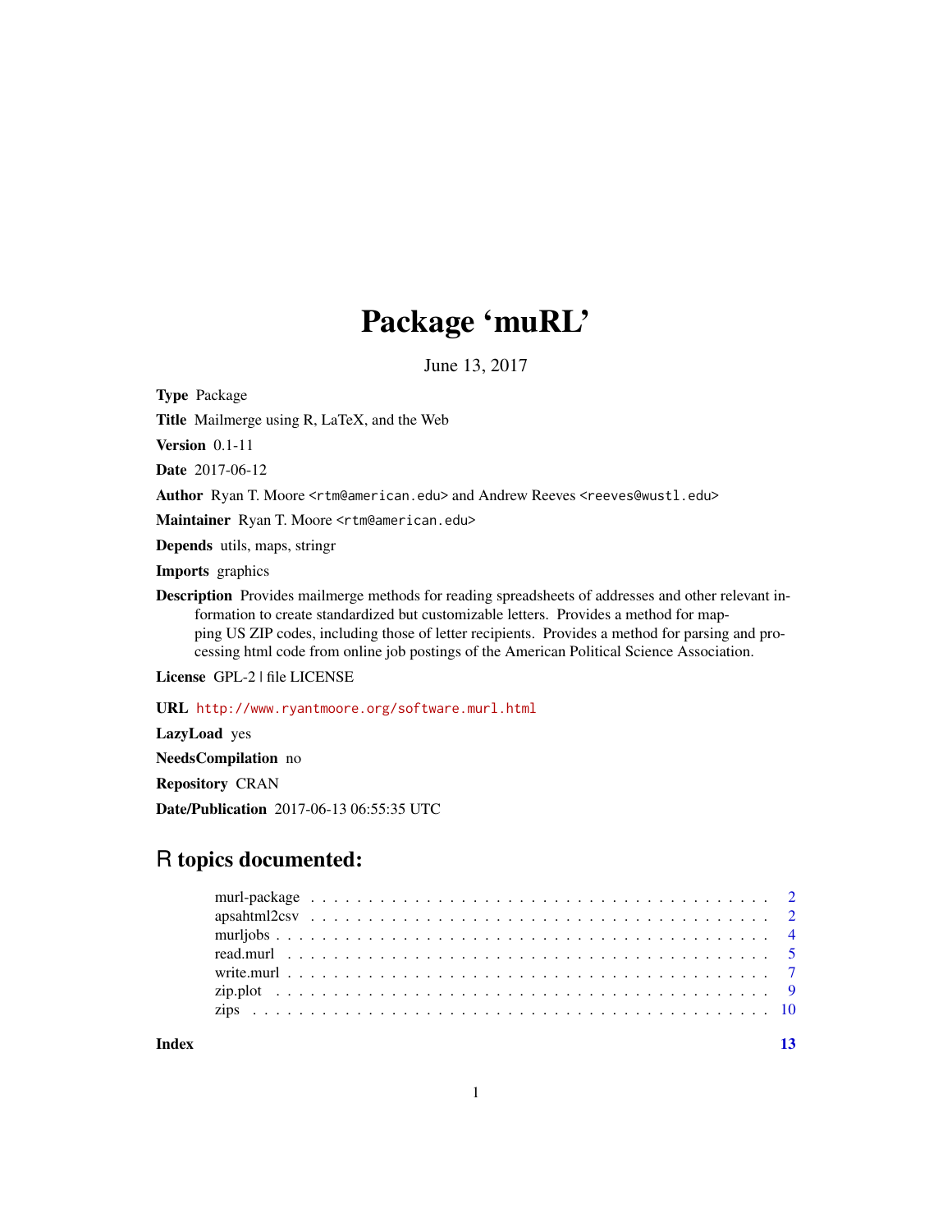# Package 'muRL'

June 13, 2017

**Type** Package

**Title** Mailmerge using R, LaTeX, and the Web

**Version** 0.1-11

**Date** 2017-06-12

**Author** Ryan T. Moore <rtm@american.edu> and Andrew Reeves <reeves@wustl.edu>

**Maintainer** Ryan T. Moore <rtm@american.edu>

**Depends** utils, maps, stringr

**Imports** graphics

**Description** Provides mailmerge methods for reading spreadsheets of addresses and other relevant information to create standardized but customizable letters. Provides a method for mapping US ZIP codes, including those of letter recipients. Provides a method for parsing and processing html code from online job postings of the American Political Science Association.

**License** GPL-2 | file LICENSE

**URL** http://www.ryantmoore.org/software.murl.html

**LazyLoad** yes

**NeedsCompilation** no

**Repository** CRAN

**Date/Publication** 2017-06-13 06:55:35 UTC

## R topics documented:

- murl-package . . . . . . . . . . . . . . . . . . . . . . . . . . . . . . . . . . . . . . 2
- apsahtml2csv . . . . . . . . . . . . . . . . . . . . . . . . . . . . . . . . . . . . . . 2
- murljobs . . . . . . . . . . . . . . . . . . . . . . . . . . . . . . . . . . . . . . . . 4
- read.murl . . . . . . . . . . . . . . . . . . . . . . . . . . . . . . . . . . . . . . . 5
- write.murl . . . . . . . . . . . . . . . . . . . . . . . . . . . . . . . . . . . . . . . 7
- zip.plot . . . . . . . . . . . . . . . . . . . . . . . . . . . . . . . . . . . . . . . . 9
- zips . . . . . . . . . . . . . . . . . . . . . . . . . . . . . . . . . . . . . . . . . . 10

**Index** 13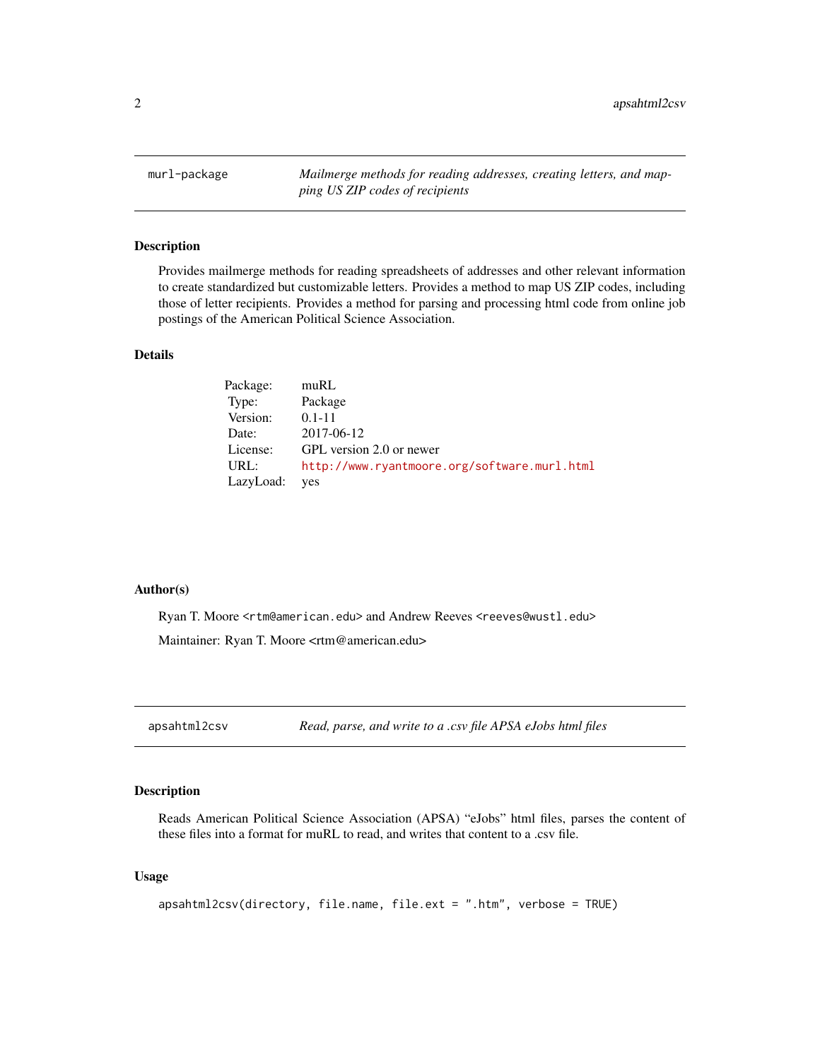## murl-package — *Mailmerge methods for reading addresses, creating letters, and mapping US ZIP codes of recipients*

### Description

Provides mailmerge methods for reading spreadsheets of addresses and other relevant information to create standardized but customizable letters. Provides a method to map US ZIP codes, including those of letter recipients. Provides a method for parsing and processing html code from online job postings of the American Political Science Association.

### Details

| | |
|---|---|
| Package: | muRL |
| Type: | Package |
| Version: | 0.1-11 |
| Date: | 2017-06-12 |
| License: | GPL version 2.0 or newer |
| URL: | http://www.ryantmoore.org/software.murl.html |
| LazyLoad: | yes |

### Author(s)

Ryan T. Moore <rtm@american.edu> and Andrew Reeves <reeves@wustl.edu>

Maintainer: Ryan T. Moore <rtm@american.edu>

## apsahtml2csv — *Read, parse, and write to a .csv file APSA eJobs html files*

### Description

Reads American Political Science Association (APSA) "eJobs" html files, parses the content of these files into a format for muRL to read, and writes that content to a .csv file.

### Usage

```
apsahtml2csv(directory, file.name, file.ext = ".htm", verbose = TRUE)
```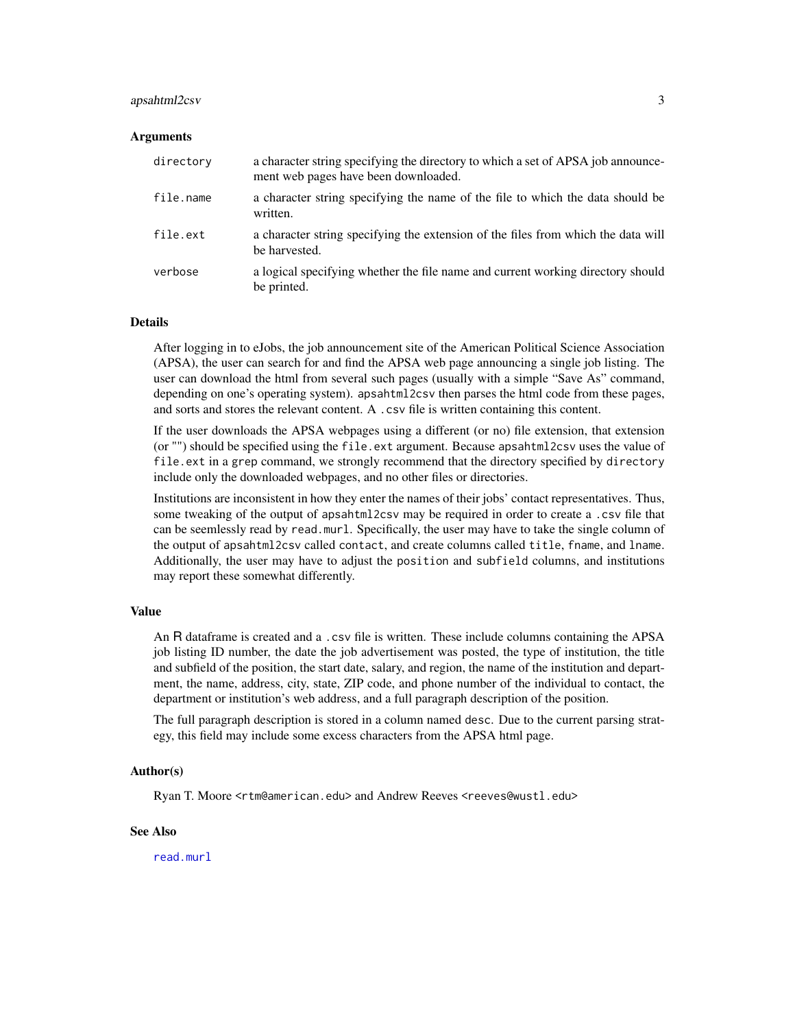### Arguments

| | |
|---|---|
| `directory` | a character string specifying the directory to which a set of APSA job announcement web pages have been downloaded. |
| `file.name` | a character string specifying the name of the file to which the data should be written. |
| `file.ext` | a character string specifying the extension of the files from which the data will be harvested. |
| `verbose` | a logical specifying whether the file name and current working directory should be printed. |

### Details

After logging in to eJobs, the job announcement site of the American Political Science Association (APSA), the user can search for and find the APSA web page announcing a single job listing. The user can download the html from several such pages (usually with a simple "Save As" command, depending on one's operating system). `apsahtml2csv` then parses the html code from these pages, and sorts and stores the relevant content. A `.csv` file is written containing this content.

If the user downloads the APSA webpages using a different (or no) file extension, that extension (or "") should be specified using the `file.ext` argument. Because `apsahtml2csv` uses the value of `file.ext` in a `grep` command, we strongly recommend that the directory specified by `directory` include only the downloaded webpages, and no other files or directories.

Institutions are inconsistent in how they enter the names of their jobs' contact representatives. Thus, some tweaking of the output of `apsahtml2csv` may be required in order to create a `.csv` file that can be seemlessly read by `read.murl`. Specifically, the user may have to take the single column of the output of `apsahtml2csv` called `contact`, and create columns called `title`, `fname`, and `lname`. Additionally, the user may have to adjust the `position` and `subfield` columns, and institutions may report these somewhat differently.

### Value

An R dataframe is created and a `.csv` file is written. These include columns containing the APSA job listing ID number, the date the job advertisement was posted, the type of institution, the title and subfield of the position, the start date, salary, and region, the name of the institution and department, the name, address, city, state, ZIP code, and phone number of the individual to contact, the department or institution's web address, and a full paragraph description of the position.

The full paragraph description is stored in a column named `desc`. Due to the current parsing strategy, this field may include some excess characters from the APSA html page.

### Author(s)

Ryan T. Moore <rtm@american.edu> and Andrew Reeves <reeves@wustl.edu>

### See Also

`read.murl`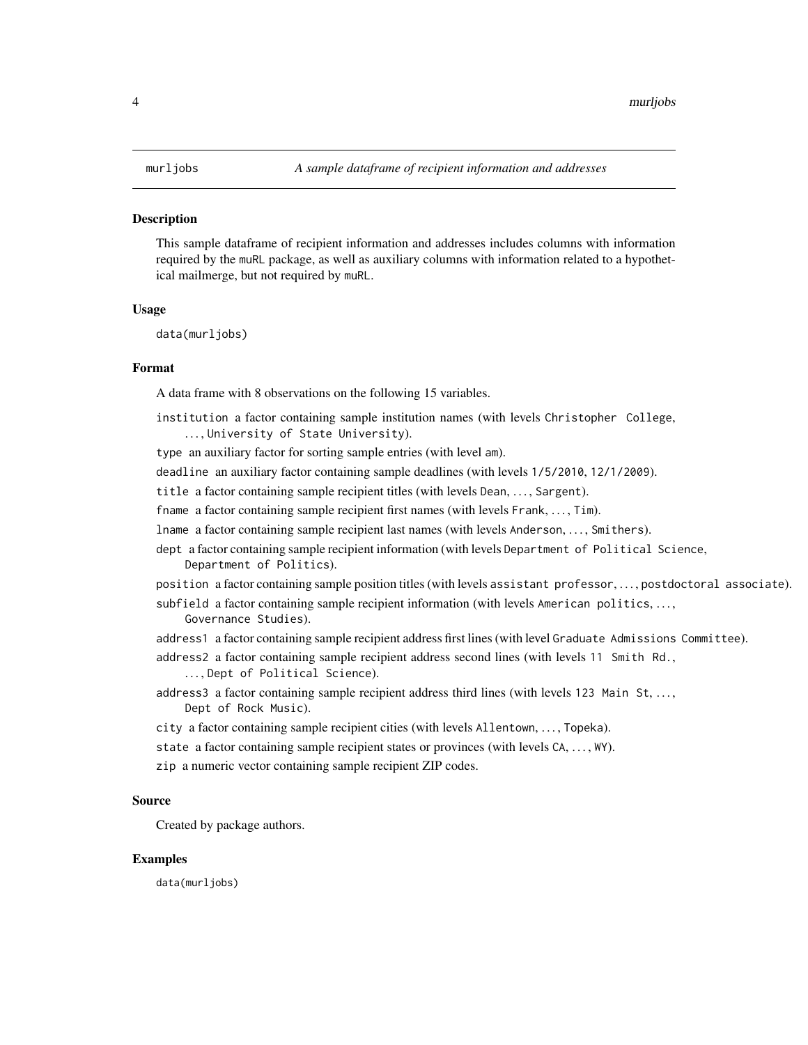murljobs *A sample dataframe of recipient information and addresses*

## Description

This sample dataframe of recipient information and addresses includes columns with information required by the `muRL` package, as well as auxiliary columns with information related to a hypothetical mailmerge, but not required by `muRL`.

## Usage

```
data(murljobs)
```

## Format

A data frame with 8 observations on the following 15 variables.

- `institution` a factor containing sample institution names (with levels `Christopher College`, ..., `University of State University`).
- `type` an auxiliary factor for sorting sample entries (with level `am`).
- `deadline` an auxiliary factor containing sample deadlines (with levels `1/5/2010`, `12/1/2009`).
- `title` a factor containing sample recipient titles (with levels `Dean`, ..., `Sargent`).
- `fname` a factor containing sample recipient first names (with levels `Frank`, ..., `Tim`).
- `lname` a factor containing sample recipient last names (with levels `Anderson`, ..., `Smithers`).
- `dept` a factor containing sample recipient information (with levels `Department of Political Science`, `Department of Politics`).
- `position` a factor containing sample position titles (with levels `assistant professor`, ..., `postdoctoral associate`).
- `subfield` a factor containing sample recipient information (with levels `American politics`, ..., `Governance Studies`).
- `address1` a factor containing sample recipient address first lines (with level `Graduate Admissions Committee`).
- `address2` a factor containing sample recipient address second lines (with levels `11 Smith Rd.`, ..., `Dept of Political Science`).
- `address3` a factor containing sample recipient address third lines (with levels `123 Main St`, ..., `Dept of Rock Music`).
- `city` a factor containing sample recipient cities (with levels `Allentown`, ..., `Topeka`).
- `state` a factor containing sample recipient states or provinces (with levels `CA`, ..., `WY`).
- `zip` a numeric vector containing sample recipient ZIP codes.

## Source

Created by package authors.

## Examples

```
data(murljobs)
```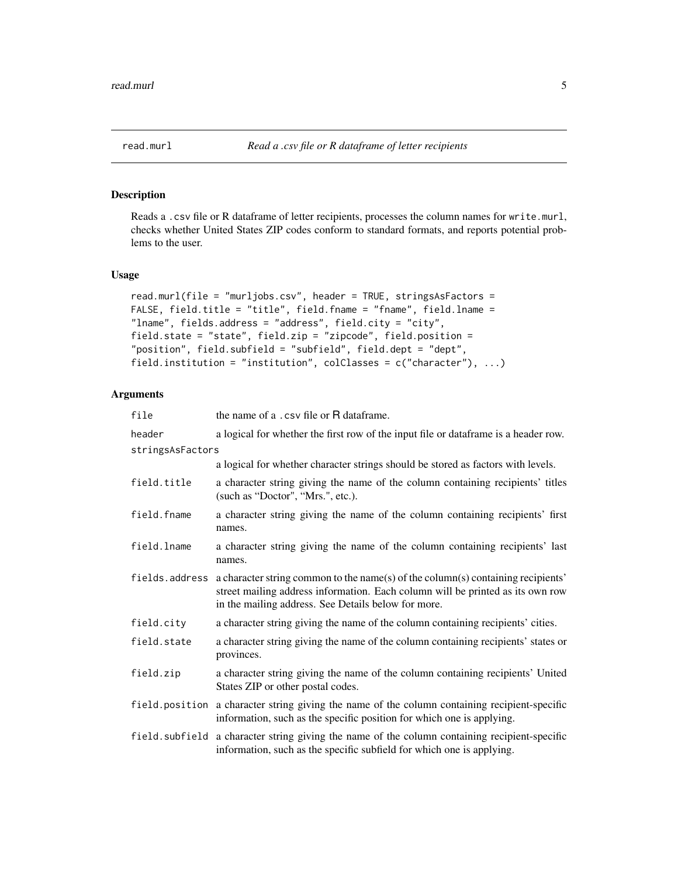# read.murl — *Read a .csv file or R dataframe of letter recipients*

## Description

Reads a `.csv` file or R dataframe of letter recipients, processes the column names for `write.murl`, checks whether United States ZIP codes conform to standard formats, and reports potential problems to the user.

## Usage

```
read.murl(file = "murljobs.csv", header = TRUE, stringsAsFactors =
FALSE, field.title = "title", field.fname = "fname", field.lname =
"lname", fields.address = "address", field.city = "city",
field.state = "state", field.zip = "zipcode", field.position =
"position", field.subfield = "subfield", field.dept = "dept",
field.institution = "institution", colClasses = c("character"), ...)
```

## Arguments

| Argument | Description |
|---|---|
| `file` | the name of a `.csv` file or R dataframe. |
| `header` | a logical for whether the first row of the input file or dataframe is a header row. |
| `stringsAsFactors` | a logical for whether character strings should be stored as factors with levels. |
| `field.title` | a character string giving the name of the column containing recipients' titles (such as "Doctor", "Mrs.", etc.). |
| `field.fname` | a character string giving the name of the column containing recipients' first names. |
| `field.lname` | a character string giving the name of the column containing recipients' last names. |
| `fields.address` | a character string common to the name(s) of the column(s) containing recipients' street mailing address information. Each column will be printed as its own row in the mailing address. See Details below for more. |
| `field.city` | a character string giving the name of the column containing recipients' cities. |
| `field.state` | a character string giving the name of the column containing recipients' states or provinces. |
| `field.zip` | a character string giving the name of the column containing recipients' United States ZIP or other postal codes. |
| `field.position` | a character string giving the name of the column containing recipient-specific information, such as the specific position for which one is applying. |
| `field.subfield` | a character string giving the name of the column containing recipient-specific information, such as the specific subfield for which one is applying. |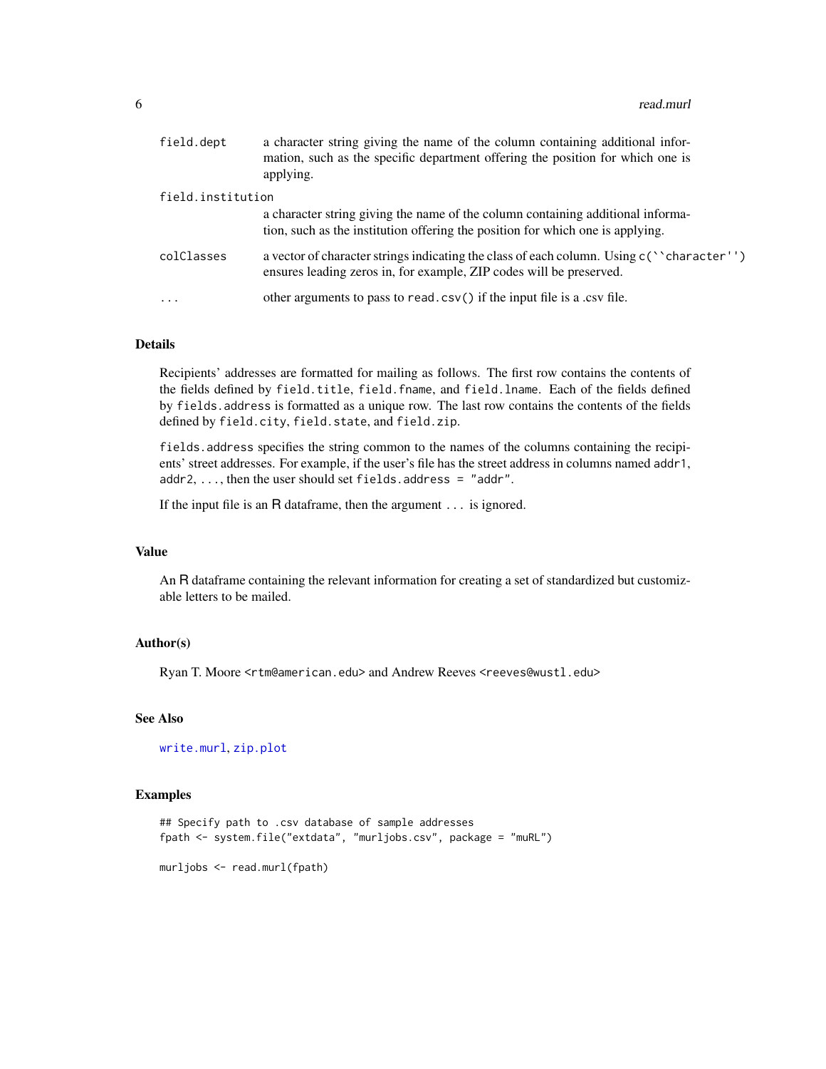| | |
|---|---|
| `field.dept` | a character string giving the name of the column containing additional information, such as the specific department offering the position for which one is applying. |
| `field.institution` | a character string giving the name of the column containing additional information, such as the institution offering the position for which one is applying. |
| `colClasses` | a vector of character strings indicating the class of each column. Using `c(``character'')` ensures leading zeros in, for example, ZIP codes will be preserved. |
| `...` | other arguments to pass to `read.csv()` if the input file is a .csv file. |

## Details

Recipients' addresses are formatted for mailing as follows. The first row contains the contents of the fields defined by `field.title`, `field.fname`, and `field.lname`. Each of the fields defined by `fields.address` is formatted as a unique row. The last row contains the contents of the fields defined by `field.city`, `field.state`, and `field.zip`.

`fields.address` specifies the string common to the names of the columns containing the recipients' street addresses. For example, if the user's file has the street address in columns named `addr1`, `addr2`, `...`, then the user should set `fields.address = "addr"`.

If the input file is an R dataframe, then the argument `...` is ignored.

## Value

An R dataframe containing the relevant information for creating a set of standardized but customizable letters to be mailed.

## Author(s)

Ryan T. Moore <rtm@american.edu> and Andrew Reeves <reeves@wustl.edu>

## See Also

`write.murl`, `zip.plot`

## Examples

```
## Specify path to .csv database of sample addresses
fpath <- system.file("extdata", "murljobs.csv", package = "muRL")

murljobs <- read.murl(fpath)
```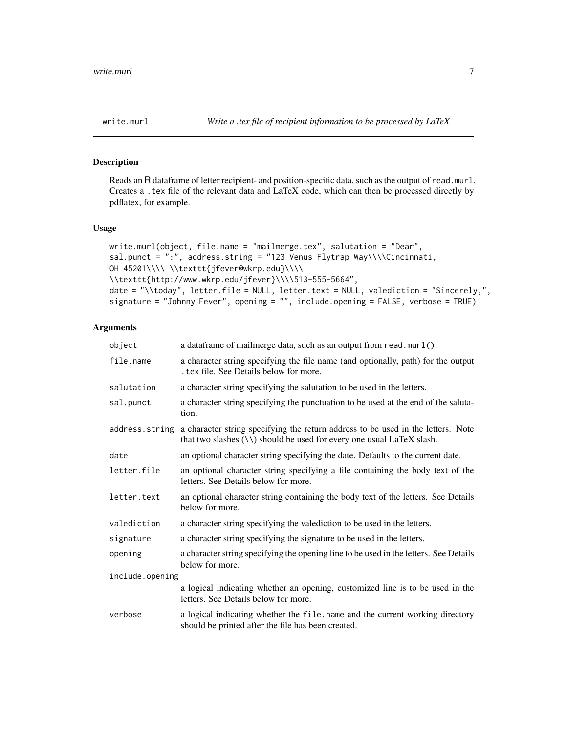## write.murl — *Write a .tex file of recipient information to be processed by LaTeX*

### Description

Reads an R dataframe of letter recipient- and position-specific data, such as the output of `read.murl`. Creates a `.tex` file of the relevant data and LaTeX code, which can then be processed directly by pdflatex, for example.

### Usage

```
write.murl(object, file.name = "mailmerge.tex", salutation = "Dear",
sal.punct = ":", address.string = "123 Venus Flytrap Way\\\\Cincinnati,
OH 45201\\\\ \\texttt{jfever@wkrp.edu}\\\\
\\texttt{http://www.wkrp.edu/jfever}\\\\513-555-5664",
date = "\\today", letter.file = NULL, letter.text = NULL, valediction = "Sincerely,",
signature = "Johnny Fever", opening = "", include.opening = FALSE, verbose = TRUE)
```

### Arguments

| | |
|---|---|
| `object` | a dataframe of mailmerge data, such as an output from `read.murl()`. |
| `file.name` | a character string specifying the file name (and optionally, path) for the output `.tex` file. See Details below for more. |
| `salutation` | a character string specifying the salutation to be used in the letters. |
| `sal.punct` | a character string specifying the punctuation to be used at the end of the salutation. |
| `address.string` | a character string specifying the return address to be used in the letters. Note that two slashes (\\) should be used for every one usual LaTeX slash. |
| `date` | an optional character string specifying the date. Defaults to the current date. |
| `letter.file` | an optional character string specifying a file containing the body text of the letters. See Details below for more. |
| `letter.text` | an optional character string containing the body text of the letters. See Details below for more. |
| `valediction` | a character string specifying the valediction to be used in the letters. |
| `signature` | a character string specifying the signature to be used in the letters. |
| `opening` | a character string specifying the opening line to be used in the letters. See Details below for more. |
| `include.opening` | a logical indicating whether an opening, customized line is to be used in the letters. See Details below for more. |
| `verbose` | a logical indicating whether the `file.name` and the current working directory should be printed after the file has been created. |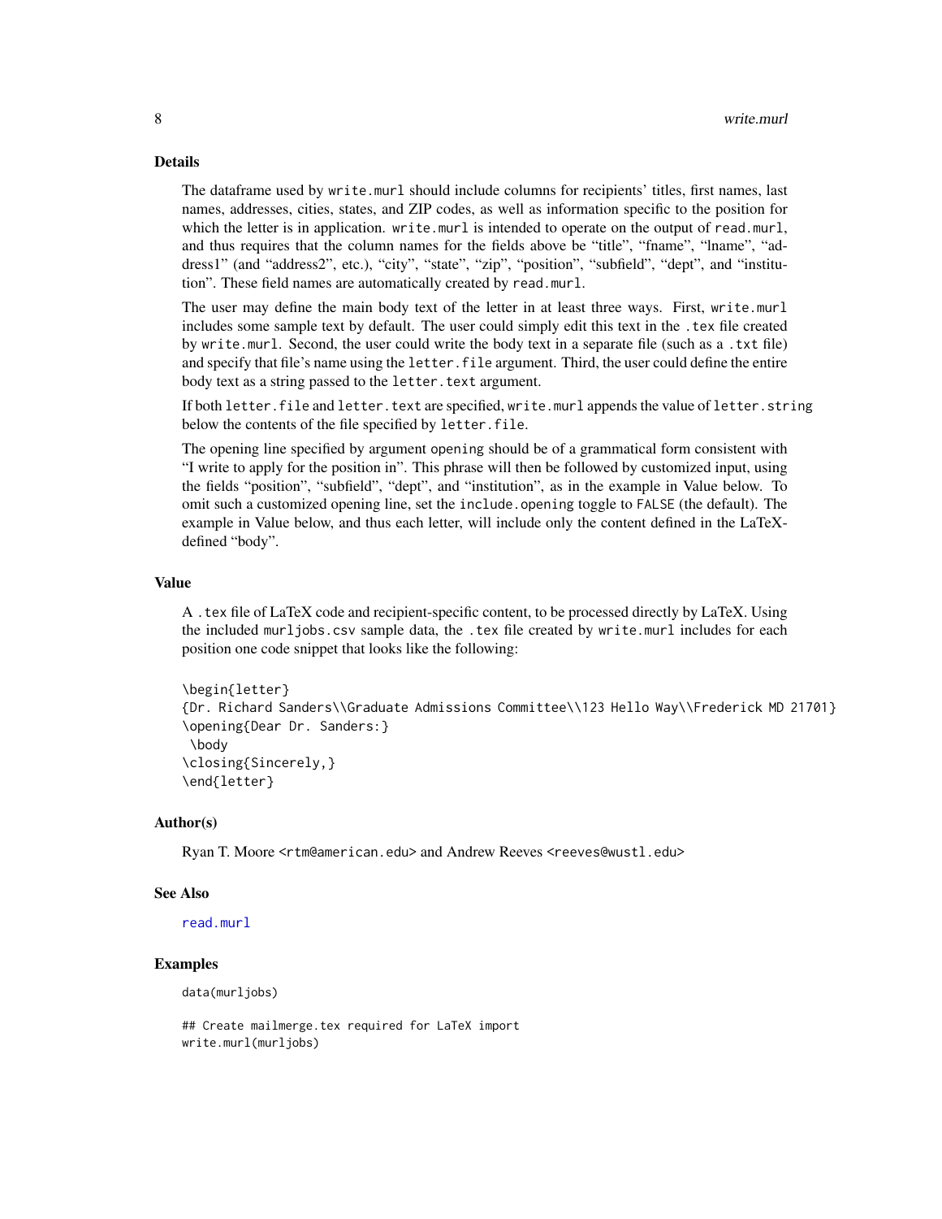## Details

The dataframe used by `write.murl` should include columns for recipients' titles, first names, last names, addresses, cities, states, and ZIP codes, as well as information specific to the position for which the letter is in application. `write.murl` is intended to operate on the output of `read.murl`, and thus requires that the column names for the fields above be "title", "fname", "lname", "address1" (and "address2", etc.), "city", "state", "zip", "position", "subfield", "dept", and "institution". These field names are automatically created by `read.murl`.

The user may define the main body text of the letter in at least three ways. First, `write.murl` includes some sample text by default. The user could simply edit this text in the `.tex` file created by `write.murl`. Second, the user could write the body text in a separate file (such as a `.txt` file) and specify that file's name using the `letter.file` argument. Third, the user could define the entire body text as a string passed to the `letter.text` argument.

If both `letter.file` and `letter.text` are specified, `write.murl` appends the value of `letter.string` below the contents of the file specified by `letter.file`.

The opening line specified by argument `opening` should be of a grammatical form consistent with "I write to apply for the position in". This phrase will then be followed by customized input, using the fields "position", "subfield", "dept", and "institution", as in the example in Value below. To omit such a customized opening line, set the `include.opening` toggle to `FALSE` (the default). The example in Value below, and thus each letter, will include only the content defined in the LaTeX-defined "body".

## Value

A `.tex` file of LaTeX code and recipient-specific content, to be processed directly by LaTeX. Using the included `murljobs.csv` sample data, the `.tex` file created by `write.murl` includes for each position one code snippet that looks like the following:

```
\begin{letter}
{Dr. Richard Sanders\\Graduate Admissions Committee\\123 Hello Way\\Frederick MD 21701}
\opening{Dear Dr. Sanders:}
 \body
\closing{Sincerely,}
\end{letter}
```

## Author(s)

Ryan T. Moore <rtm@american.edu> and Andrew Reeves <reeves@wustl.edu>

## See Also

`read.murl`

## Examples

```
data(murljobs)

## Create mailmerge.tex required for LaTeX import
write.murl(murljobs)
```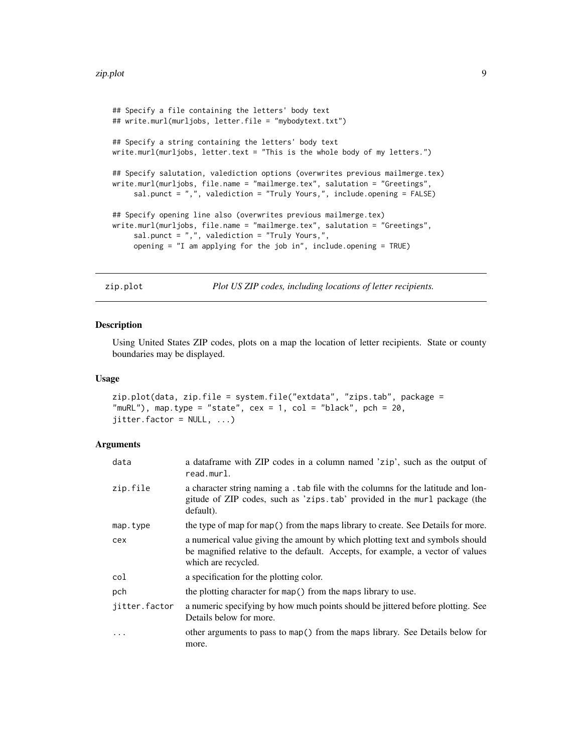```
## Specify a file containing the letters' body text
## write.murl(murljobs, letter.file = "mybodytext.txt")

## Specify a string containing the letters' body text
write.murl(murljobs, letter.text = "This is the whole body of my letters.")

## Specify salutation, valediction options (overwrites previous mailmerge.tex)
write.murl(murljobs, file.name = "mailmerge.tex", salutation = "Greetings",
     sal.punct = ",", valediction = "Truly Yours,", include.opening = FALSE)

## Specify opening line also (overwrites previous mailmerge.tex)
write.murl(murljobs, file.name = "mailmerge.tex", salutation = "Greetings",
     sal.punct = ",", valediction = "Truly Yours,",
     opening = "I am applying for the job in", include.opening = TRUE)
```

## zip.plot — *Plot US ZIP codes, including locations of letter recipients.*

### Description

Using United States ZIP codes, plots on a map the location of letter recipients. State or county boundaries may be displayed.

### Usage

```
zip.plot(data, zip.file = system.file("extdata", "zips.tab", package =
"muRL"), map.type = "state", cex = 1, col = "black", pch = 20,
jitter.factor = NULL, ...)
```

### Arguments

| | |
|---|---|
| `data` | a dataframe with ZIP codes in a column named 'zip', such as the output of `read.murl`. |
| `zip.file` | a character string naming a `.tab` file with the columns for the latitude and longitude of ZIP codes, such as '`zips.tab`' provided in the `murl` package (the default). |
| `map.type` | the type of map for `map()` from the `maps` library to create. See Details for more. |
| `cex` | a numerical value giving the amount by which plotting text and symbols should be magnified relative to the default. Accepts, for example, a vector of values which are recycled. |
| `col` | a specification for the plotting color. |
| `pch` | the plotting character for `map()` from the `maps` library to use. |
| `jitter.factor` | a numeric specifying by how much points should be jittered before plotting. See Details below for more. |
| `...` | other arguments to pass to `map()` from the `maps` library. See Details below for more. |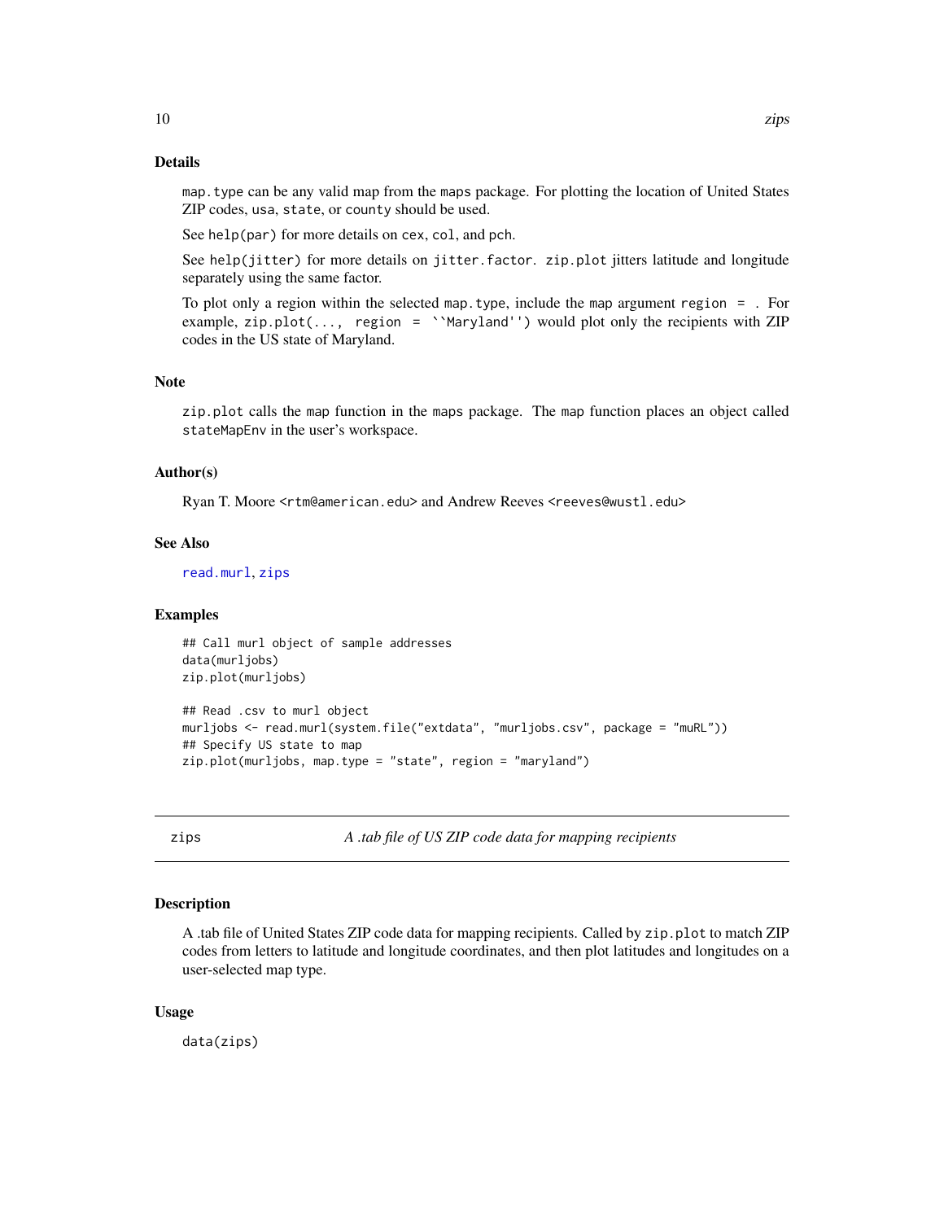### Details

`map.type` can be any valid map from the `maps` package. For plotting the location of United States ZIP codes, `usa`, `state`, or `county` should be used.

See `help(par)` for more details on `cex`, `col`, and `pch`.

See `help(jitter)` for more details on `jitter.factor`. `zip.plot` jitters latitude and longitude separately using the same factor.

To plot only a region within the selected `map.type`, include the `map` argument `region = .` For example, `zip.plot(..., region = ``Maryland'')` would plot only the recipients with ZIP codes in the US state of Maryland.

### Note

`zip.plot` calls the `map` function in the `maps` package. The `map` function places an object called `stateMapEnv` in the user's workspace.

### Author(s)

Ryan T. Moore <rtm@american.edu> and Andrew Reeves <reeves@wustl.edu>

### See Also

`read.murl`, `zips`

### Examples

```
## Call murl object of sample addresses
data(murljobs)
zip.plot(murljobs)

## Read .csv to murl object
murljobs <- read.murl(system.file("extdata", "murljobs.csv", package = "muRL"))
## Specify US state to map
zip.plot(murljobs, map.type = "state", region = "maryland")
```

---

## zips — *A .tab file of US ZIP code data for mapping recipients*

### Description

A .tab file of United States ZIP code data for mapping recipients. Called by `zip.plot` to match ZIP codes from letters to latitude and longitude coordinates, and then plot latitudes and longitudes on a user-selected map type.

### Usage

```
data(zips)
```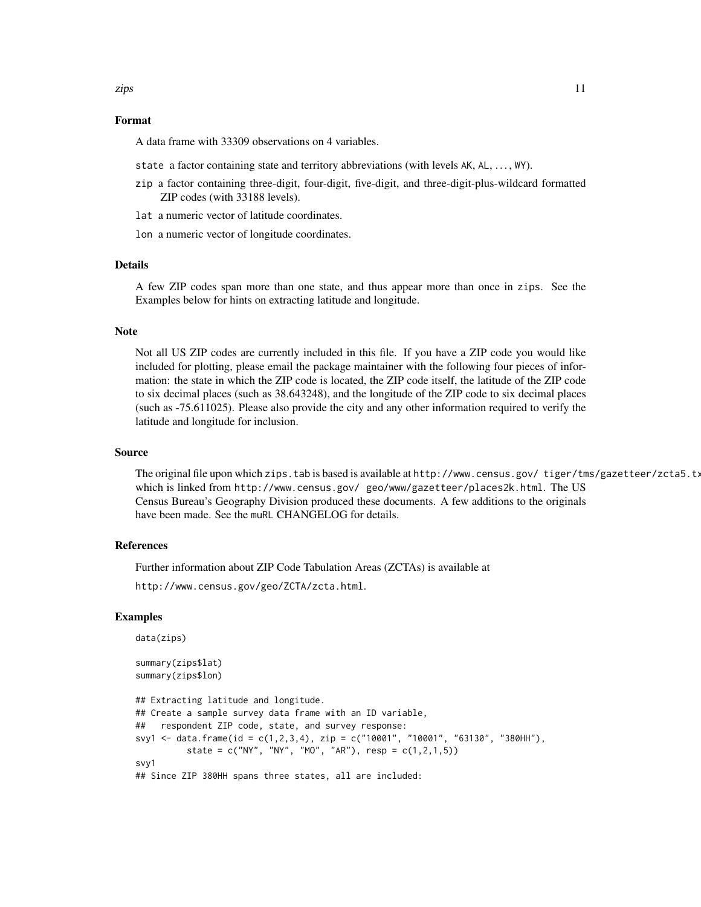### Format

A data frame with 33309 observations on 4 variables.

- `state` a factor containing state and territory abbreviations (with levels AK, AL, ..., WY).
- `zip` a factor containing three-digit, four-digit, five-digit, and three-digit-plus-wildcard formatted ZIP codes (with 33188 levels).
- `lat` a numeric vector of latitude coordinates.
- `lon` a numeric vector of longitude coordinates.

### Details

A few ZIP codes span more than one state, and thus appear more than once in `zips`. See the Examples below for hints on extracting latitude and longitude.

### Note

Not all US ZIP codes are currently included in this file. If you have a ZIP code you would like included for plotting, please email the package maintainer with the following four pieces of information: the state in which the ZIP code is located, the ZIP code itself, the latitude of the ZIP code to six decimal places (such as 38.643248), and the longitude of the ZIP code to six decimal places (such as -75.611025). Please also provide the city and any other information required to verify the latitude and longitude for inclusion.

### Source

The original file upon which `zips.tab` is based is available at `http://www.census.gov/ tiger/tms/gazetteer/zcta5.tx` which is linked from `http://www.census.gov/ geo/www/gazetteer/places2k.html`. The US Census Bureau's Geography Division produced these documents. A few additions to the originals have been made. See the muRL CHANGELOG for details.

### References

Further information about ZIP Code Tabulation Areas (ZCTAs) is available at

`http://www.census.gov/geo/ZCTA/zcta.html`.

### Examples

```
data(zips)

summary(zips$lat)
summary(zips$lon)

## Extracting latitude and longitude.
## Create a sample survey data frame with an ID variable,
##   respondent ZIP code, state, and survey response:
svy1 <- data.frame(id = c(1,2,3,4), zip = c("10001", "10001", "63130", "380HH"),
          state = c("NY", "NY", "MO", "AR"), resp = c(1,2,1,5))
svy1
## Since ZIP 380HH spans three states, all are included:
```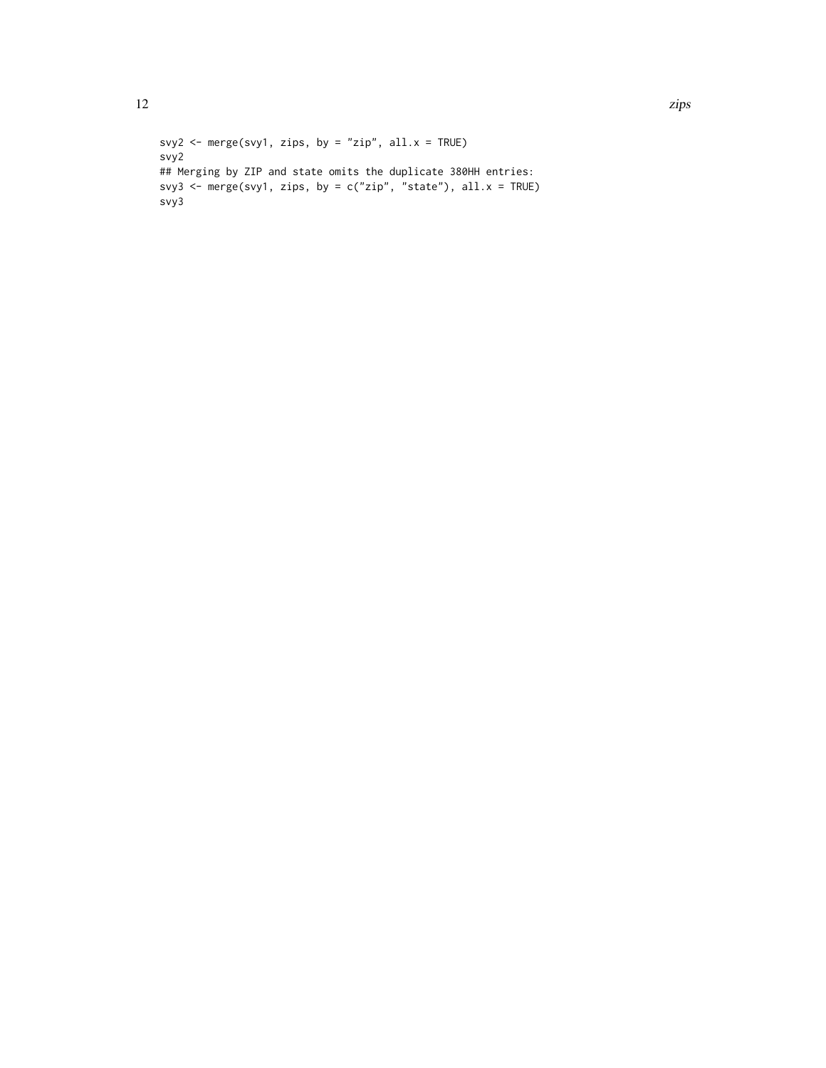```
svy2 <- merge(svy1, zips, by = "zip", all.x = TRUE)
svy2
## Merging by ZIP and state omits the duplicate 380HH entries:
svy3 <- merge(svy1, zips, by = c("zip", "state"), all.x = TRUE)
svy3
```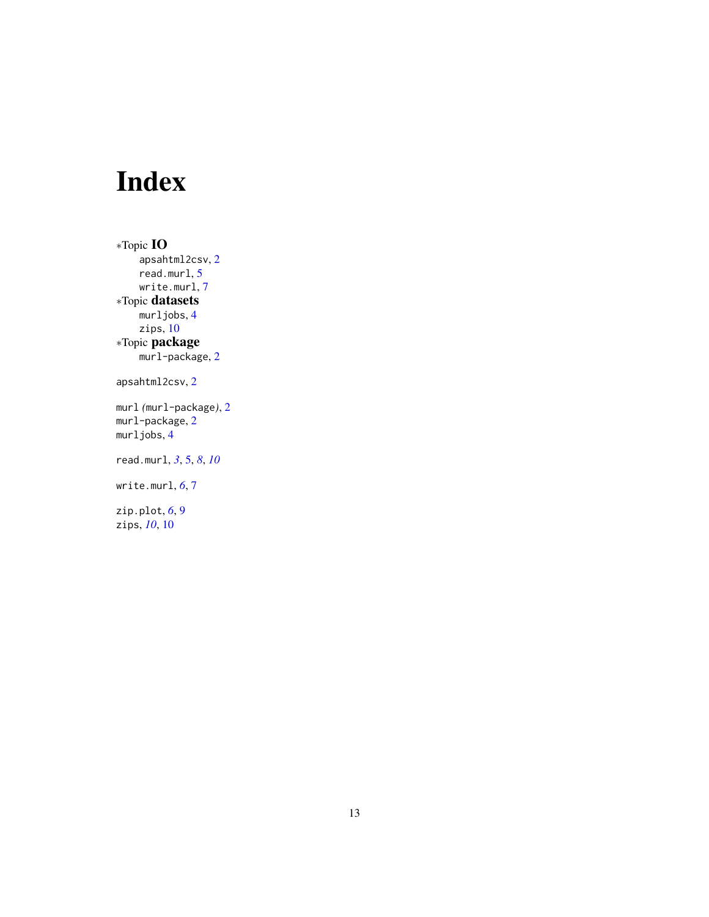# Index

∗Topic **IO**

- apsahtml2csv, 2
- read.murl, 5
- write.murl, 7

∗Topic **datasets**

- murljobs, 4
- zips, 10

∗Topic **package**

- murl-package, 2

apsahtml2csv, 2

murl *(*murl-package*)*, 2
murl-package, 2
murljobs, 4

read.murl, *3*, 5, *8*, *10*

write.murl, *6*, 7

zip.plot, *6*, 9
zips, *10*, 10